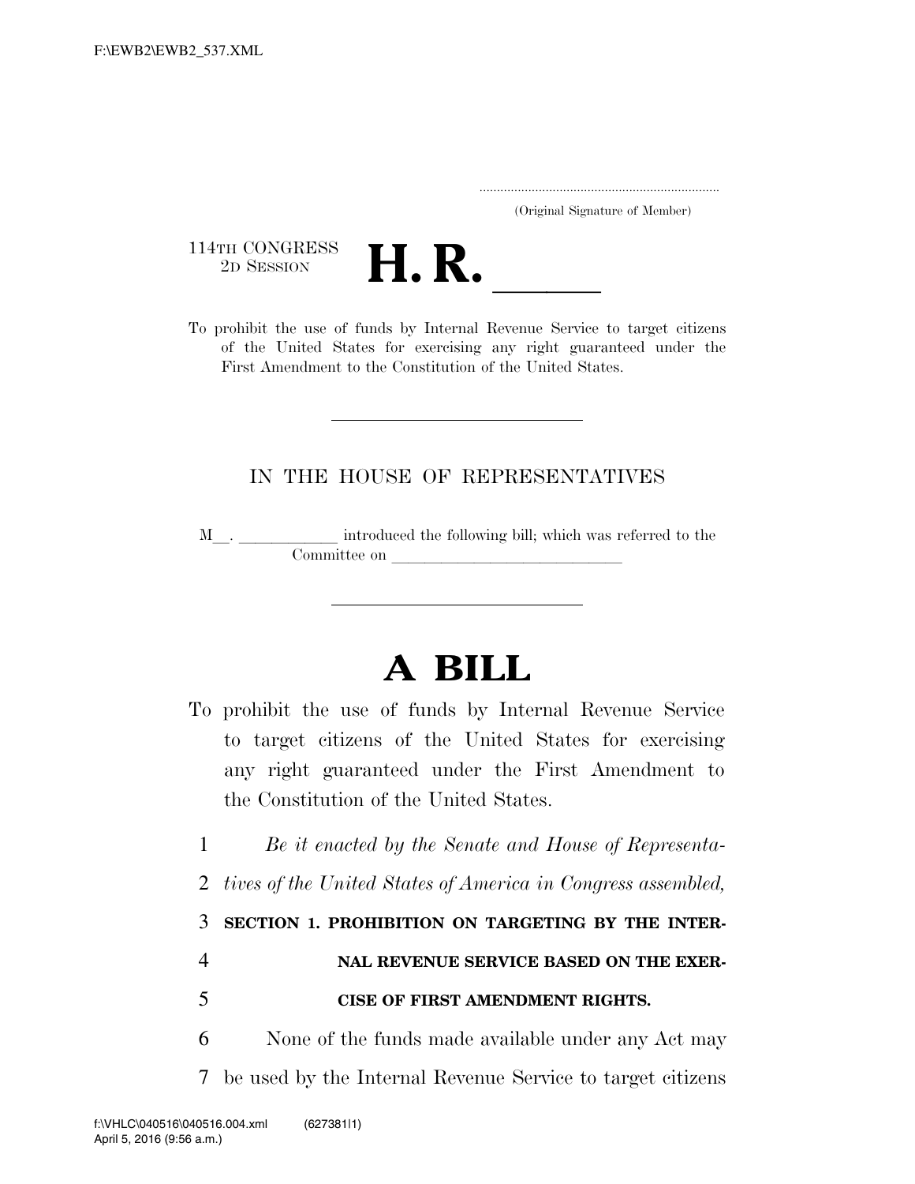.....................................................................
(Original Signature of Member)

114TH CONGRESS
2D SESSION

# H. R. \_\_\_\_\_\_

To prohibit the use of funds by Internal Revenue Service to target citizens of the United States for exercising any right guaranteed under the First Amendment to the Constitution of the United States.

---

IN THE HOUSE OF REPRESENTATIVES

M\_\_. \_\_\_\_\_\_\_\_\_\_\_\_ introduced the following bill; which was referred to the Committee on \_\_\_\_\_\_\_\_\_\_\_\_\_\_\_\_\_\_\_\_\_\_\_\_\_\_\_\_\_\_

---

# A BILL

To prohibit the use of funds by Internal Revenue Service to target citizens of the United States for exercising any right guaranteed under the First Amendment to the Constitution of the United States.

1 *Be it enacted by the Senate and House of Representa-*
2 *tives of the United States of America in Congress assembled,*

3 **SECTION 1. PROHIBITION ON TARGETING BY THE INTER-**
4 **NAL REVENUE SERVICE BASED ON THE EXER-**
5 **CISE OF FIRST AMENDMENT RIGHTS.**

6 None of the funds made available under any Act may
7 be used by the Internal Revenue Service to target citizens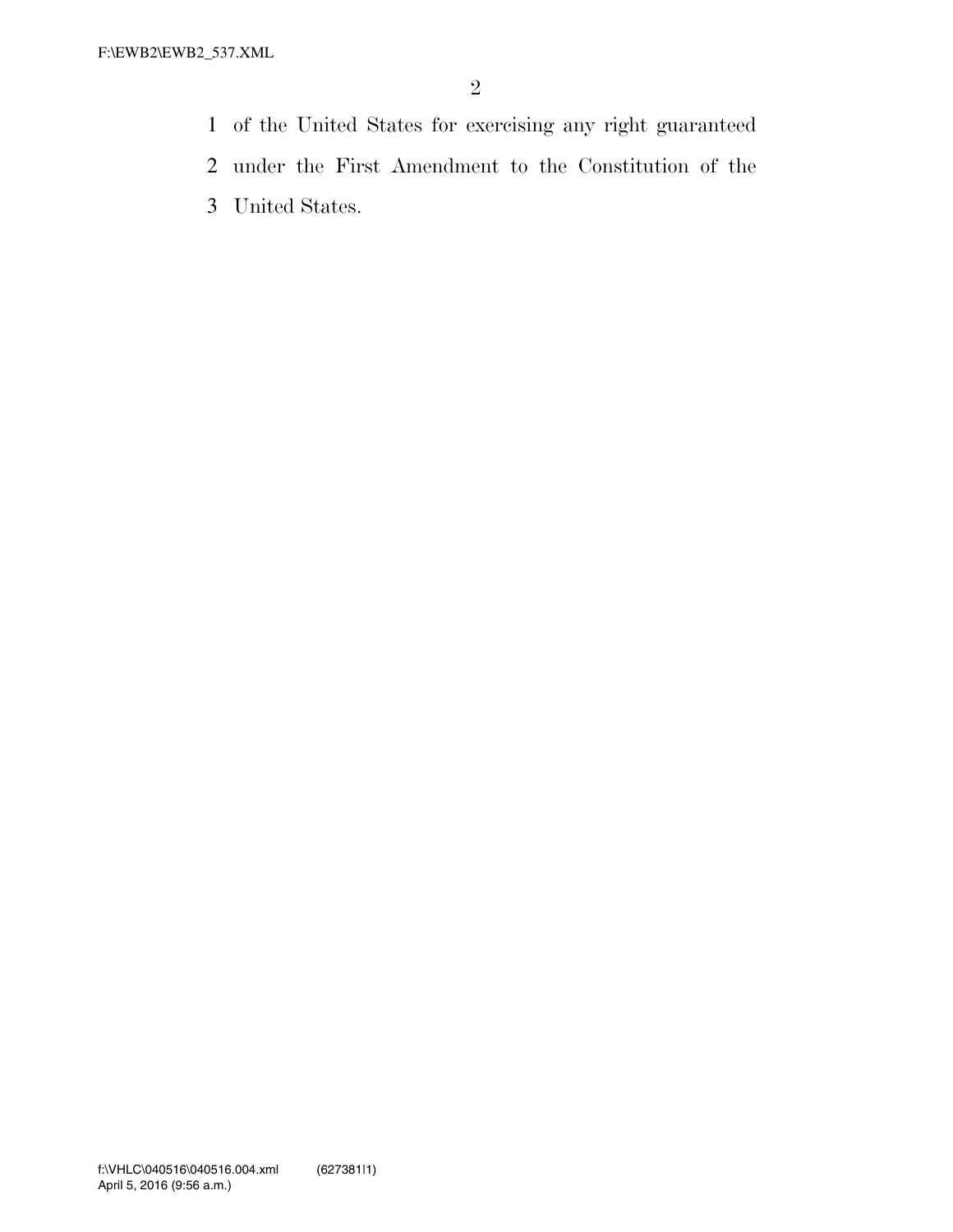of the United States for exercising any right guaranteed under the First Amendment to the Constitution of the United States.